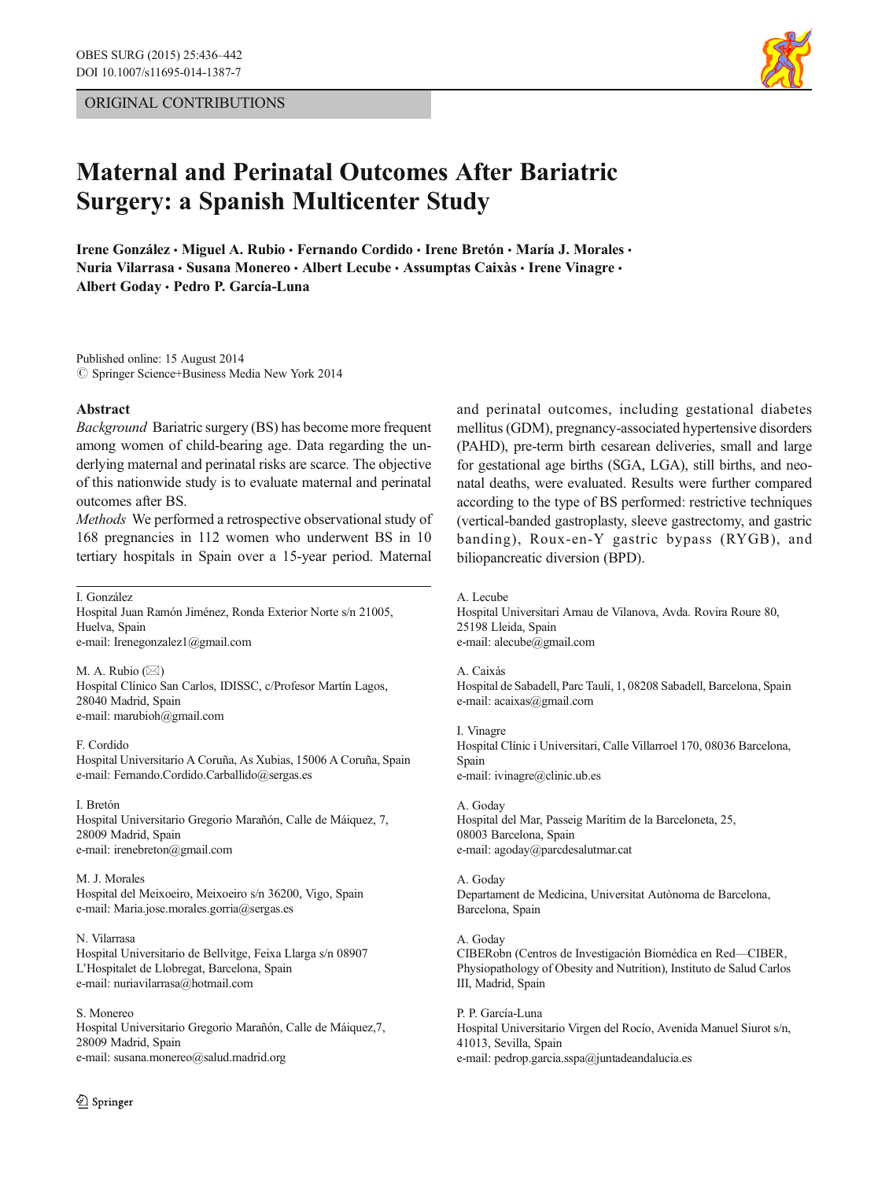ORIGINAL CONTRIBUTIONS

# Maternal and Perinatal Outcomes After Bariatric Surgery: a Spanish Multicenter Study

**Irene González · Miguel A. Rubio · Fernando Cordido · Irene Bretón · María J. Morales · Nuria Vilarrasa · Susana Monereo · Albert Lecube · Assumptas Caixàs · Irene Vinagre · Albert Goday · Pedro P. García-Luna**

Published online: 15 August 2014
© Springer Science+Business Media New York 2014

## Abstract

*Background* Bariatric surgery (BS) has become more frequent among women of child-bearing age. Data regarding the underlying maternal and perinatal risks are scarce. The objective of this nationwide study is to evaluate maternal and perinatal outcomes after BS.

*Methods* We performed a retrospective observational study of 168 pregnancies in 112 women who underwent BS in 10 tertiary hospitals in Spain over a 15-year period. Maternal and perinatal outcomes, including gestational diabetes mellitus (GDM), pregnancy-associated hypertensive disorders (PAHD), pre-term birth cesarean deliveries, small and large for gestational age births (SGA, LGA), still births, and neonatal deaths, were evaluated. Results were further compared according to the type of BS performed: restrictive techniques (vertical-banded gastroplasty, sleeve gastrectomy, and gastric banding), Roux-en-Y gastric bypass (RYGB), and biliopancreatic diversion (BPD).

I. González
Hospital Juan Ramón Jiménez, Ronda Exterior Norte s/n 21005, Huelva, Spain
e-mail: Irenegonzalez1@gmail.com

M. A. Rubio (✉)
Hospital Clínico San Carlos, IDISSC, c/Profesor Martín Lagos, 28040 Madrid, Spain
e-mail: marubioh@gmail.com

F. Cordido
Hospital Universitario A Coruña, As Xubias, 15006 A Coruña, Spain
e-mail: Fernando.Cordido.Carballido@sergas.es

I. Bretón
Hospital Universitario Gregorio Marañón, Calle de Máiquez, 7, 28009 Madrid, Spain
e-mail: irenebreton@gmail.com

M. J. Morales
Hospital del Meixoeiro, Meixoeiro s/n 36200, Vigo, Spain
e-mail: Maria.jose.morales.gorria@sergas.es

N. Vilarrasa
Hospital Universitario de Bellvitge, Feixa Llarga s/n 08907 L'Hospitalet de Llobregat, Barcelona, Spain
e-mail: nuriavilarrasa@hotmail.com

S. Monereo
Hospital Universitario Gregorio Marañón, Calle de Máiquez,7, 28009 Madrid, Spain
e-mail: susana.monereo@salud.madrid.org

A. Lecube
Hospital Universitari Arnau de Vilanova, Avda. Rovira Roure 80, 25198 Lleida, Spain
e-mail: alecube@gmail.com

A. Caixàs
Hospital de Sabadell, Parc Taulí, 1, 08208 Sabadell, Barcelona, Spain
e-mail: acaixas@gmail.com

I. Vinagre
Hospital Clínic i Universitari, Calle Villarroel 170, 08036 Barcelona, Spain
e-mail: ivinagre@clinic.ub.es

A. Goday
Hospital del Mar, Passeig Marítim de la Barceloneta, 25, 08003 Barcelona, Spain
e-mail: agoday@parcdesalutmar.cat

A. Goday
Departament de Medicina, Universitat Autònoma de Barcelona, Barcelona, Spain

A. Goday
CIBERobn (Centros de Investigación Biomédica en Red—CIBER, Physiopathology of Obesity and Nutrition), Instituto de Salud Carlos III, Madrid, Spain

P. P. García-Luna
Hospital Universitario Virgen del Rocío, Avenida Manuel Siurot s/n, 41013, Sevilla, Spain
e-mail: pedrop.garcia.sspa@juntadeandalucia.es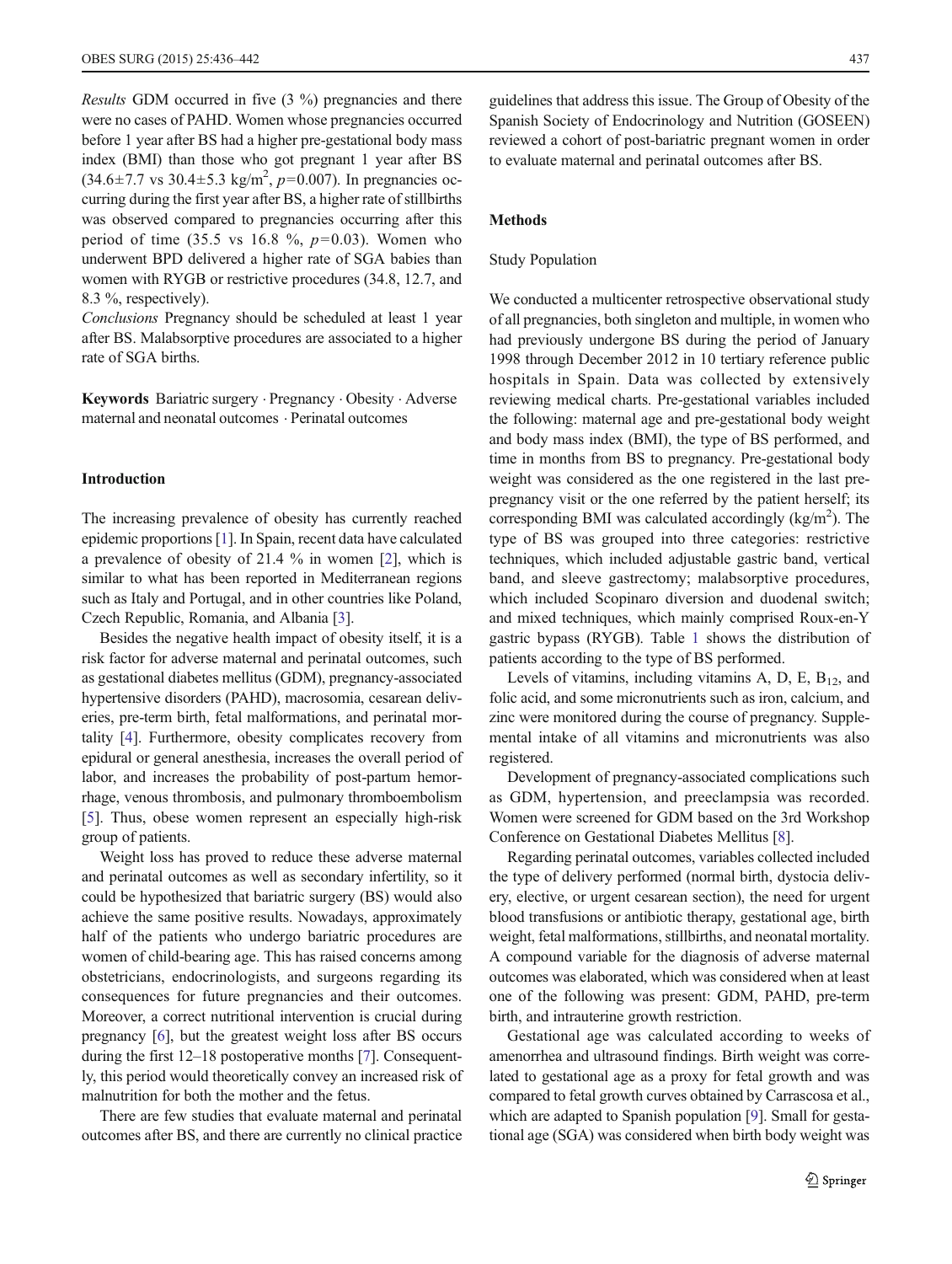*Results* GDM occurred in five (3 %) pregnancies and there were no cases of PAHD. Women whose pregnancies occurred before 1 year after BS had a higher pre-gestational body mass index (BMI) than those who got pregnant 1 year after BS (34.6±7.7 vs 30.4±5.3 kg/m$^2$, $p$=0.007). In pregnancies occurring during the first year after BS, a higher rate of stillbirths was observed compared to pregnancies occurring after this period of time (35.5 vs 16.8 %, $p$=0.03). Women who underwent BPD delivered a higher rate of SGA babies than women with RYGB or restrictive procedures (34.8, 12.7, and 8.3 %, respectively).

*Conclusions* Pregnancy should be scheduled at least 1 year after BS. Malabsorptive procedures are associated to a higher rate of SGA births.

**Keywords** Bariatric surgery · Pregnancy · Obesity · Adverse maternal and neonatal outcomes · Perinatal outcomes

## Introduction

The increasing prevalence of obesity has currently reached epidemic proportions [1]. In Spain, recent data have calculated a prevalence of obesity of 21.4 % in women [2], which is similar to what has been reported in Mediterranean regions such as Italy and Portugal, and in other countries like Poland, Czech Republic, Romania, and Albania [3].

Besides the negative health impact of obesity itself, it is a risk factor for adverse maternal and perinatal outcomes, such as gestational diabetes mellitus (GDM), pregnancy-associated hypertensive disorders (PAHD), macrosomia, cesarean deliveries, pre-term birth, fetal malformations, and perinatal mortality [4]. Furthermore, obesity complicates recovery from epidural or general anesthesia, increases the overall period of labor, and increases the probability of post-partum hemorrhage, venous thrombosis, and pulmonary thromboembolism [5]. Thus, obese women represent an especially high-risk group of patients.

Weight loss has proved to reduce these adverse maternal and perinatal outcomes as well as secondary infertility, so it could be hypothesized that bariatric surgery (BS) would also achieve the same positive results. Nowadays, approximately half of the patients who undergo bariatric procedures are women of child-bearing age. This has raised concerns among obstetricians, endocrinologists, and surgeons regarding its consequences for future pregnancies and their outcomes. Moreover, a correct nutritional intervention is crucial during pregnancy [6], but the greatest weight loss after BS occurs during the first 12–18 postoperative months [7]. Consequently, this period would theoretically convey an increased risk of malnutrition for both the mother and the fetus.

There are few studies that evaluate maternal and perinatal outcomes after BS, and there are currently no clinical practice guidelines that address this issue. The Group of Obesity of the Spanish Society of Endocrinology and Nutrition (GOSEEN) reviewed a cohort of post-bariatric pregnant women in order to evaluate maternal and perinatal outcomes after BS.

## Methods

### Study Population

We conducted a multicenter retrospective observational study of all pregnancies, both singleton and multiple, in women who had previously undergone BS during the period of January 1998 through December 2012 in 10 tertiary reference public hospitals in Spain. Data was collected by extensively reviewing medical charts. Pre-gestational variables included the following: maternal age and pre-gestational body weight and body mass index (BMI), the type of BS performed, and time in months from BS to pregnancy. Pre-gestational body weight was considered as the one registered in the last pre-pregnancy visit or the one referred by the patient herself; its corresponding BMI was calculated accordingly (kg/m$^2$). The type of BS was grouped into three categories: restrictive techniques, which included adjustable gastric band, vertical band, and sleeve gastrectomy; malabsorptive procedures, which included Scopinaro diversion and duodenal switch; and mixed techniques, which mainly comprised Roux-en-Y gastric bypass (RYGB). Table 1 shows the distribution of patients according to the type of BS performed.

Levels of vitamins, including vitamins A, D, E, $B_{12}$, and folic acid, and some micronutrients such as iron, calcium, and zinc were monitored during the course of pregnancy. Supplemental intake of all vitamins and micronutrients was also registered.

Development of pregnancy-associated complications such as GDM, hypertension, and preeclampsia was recorded. Women were screened for GDM based on the 3rd Workshop Conference on Gestational Diabetes Mellitus [8].

Regarding perinatal outcomes, variables collected included the type of delivery performed (normal birth, dystocia delivery, elective, or urgent cesarean section), the need for urgent blood transfusions or antibiotic therapy, gestational age, birth weight, fetal malformations, stillbirths, and neonatal mortality. A compound variable for the diagnosis of adverse maternal outcomes was elaborated, which was considered when at least one of the following was present: GDM, PAHD, pre-term birth, and intrauterine growth restriction.

Gestational age was calculated according to weeks of amenorrhea and ultrasound findings. Birth weight was correlated to gestational age as a proxy for fetal growth and was compared to fetal growth curves obtained by Carrascosa et al., which are adapted to Spanish population [9]. Small for gestational age (SGA) was considered when birth body weight was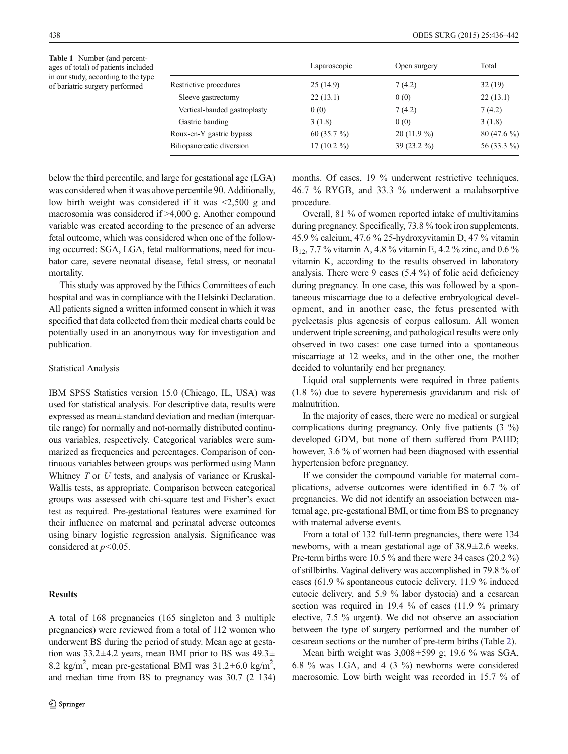**Table 1** Number (and percentages of total) of patients included in our study, according to the type of bariatric surgery performed

| | Laparoscopic | Open surgery | Total |
|---|---|---|---|
| Restrictive procedures | 25 (14.9) | 7 (4.2) | 32 (19) |
| Sleeve gastrectomy | 22 (13.1) | 0 (0) | 22 (13.1) |
| Vertical-banded gastroplasty | 0 (0) | 7 (4.2) | 7 (4.2) |
| Gastric banding | 3 (1.8) | 0 (0) | 3 (1.8) |
| Roux-en-Y gastric bypass | 60 (35.7 %) | 20 (11.9 %) | 80 (47.6 %) |
| Biliopancreatic diversion | 17 (10.2 %) | 39 (23.2 %) | 56 (33.3 %) |

below the third percentile, and large for gestational age (LGA) was considered when it was above percentile 90. Additionally, low birth weight was considered if it was <2,500 g and macrosomia was considered if >4,000 g. Another compound variable was created according to the presence of an adverse fetal outcome, which was considered when one of the following occurred: SGA, LGA, fetal malformations, need for incubator care, severe neonatal disease, fetal stress, or neonatal mortality.

This study was approved by the Ethics Committees of each hospital and was in compliance with the Helsinki Declaration. All patients signed a written informed consent in which it was specified that data collected from their medical charts could be potentially used in an anonymous way for investigation and publication.

### Statistical Analysis

IBM SPSS Statistics version 15.0 (Chicago, IL, USA) was used for statistical analysis. For descriptive data, results were expressed as mean±standard deviation and median (interquartile range) for normally and not-normally distributed continuous variables, respectively. Categorical variables were summarized as frequencies and percentages. Comparison of continuous variables between groups was performed using Mann Whitney *T* or *U* tests, and analysis of variance or Kruskal-Wallis tests, as appropriate. Comparison between categorical groups was assessed with chi-square test and Fisher's exact test as required. Pre-gestational features were examined for their influence on maternal and perinatal adverse outcomes using binary logistic regression analysis. Significance was considered at $p<0.05$.

## Results

A total of 168 pregnancies (165 singleton and 3 multiple pregnancies) were reviewed from a total of 112 women who underwent BS during the period of study. Mean age at gestation was 33.2±4.2 years, mean BMI prior to BS was 49.3±8.2 kg/m$^2$, mean pre-gestational BMI was 31.2±6.0 kg/m$^2$, and median time from BS to pregnancy was 30.7 (2–134) months. Of cases, 19 % underwent restrictive techniques, 46.7 % RYGB, and 33.3 % underwent a malabsorptive procedure.

Overall, 81 % of women reported intake of multivitamins during pregnancy. Specifically, 73.8 % took iron supplements, 45.9 % calcium, 47.6 % 25-hydroxyvitamin D, 47 % vitamin $B_{12}$, 7.7 % vitamin A, 4.8 % vitamin E, 4.2 % zinc, and 0.6 % vitamin K, according to the results observed in laboratory analysis. There were 9 cases (5.4 %) of folic acid deficiency during pregnancy. In one case, this was followed by a spontaneous miscarriage due to a defective embryological development, and in another case, the fetus presented with pyelectasis plus agenesis of corpus callosum. All women underwent triple screening, and pathological results were only observed in two cases: one case turned into a spontaneous miscarriage at 12 weeks, and in the other one, the mother decided to voluntarily end her pregnancy.

Liquid oral supplements were required in three patients (1.8 %) due to severe hyperemesis gravidarum and risk of malnutrition.

In the majority of cases, there were no medical or surgical complications during pregnancy. Only five patients (3 %) developed GDM, but none of them suffered from PAHD; however, 3.6 % of women had been diagnosed with essential hypertension before pregnancy.

If we consider the compound variable for maternal complications, adverse outcomes were identified in 6.7 % of pregnancies. We did not identify an association between maternal age, pre-gestational BMI, or time from BS to pregnancy with maternal adverse events.

From a total of 132 full-term pregnancies, there were 134 newborns, with a mean gestational age of 38.9±2.6 weeks. Pre-term births were 10.5 % and there were 34 cases (20.2 %) of stillbirths. Vaginal delivery was accomplished in 79.8 % of cases (61.9 % spontaneous eutocic delivery, 11.9 % induced eutocic delivery, and 5.9 % labor dystocia) and a cesarean section was required in 19.4 % of cases (11.9 % primary elective, 7.5 % urgent). We did not observe an association between the type of surgery performed and the number of cesarean sections or the number of pre-term births (Table 2).

Mean birth weight was 3,008±599 g; 19.6 % was SGA, 6.8 % was LGA, and 4 (3 %) newborns were considered macrosomic. Low birth weight was recorded in 15.7 % of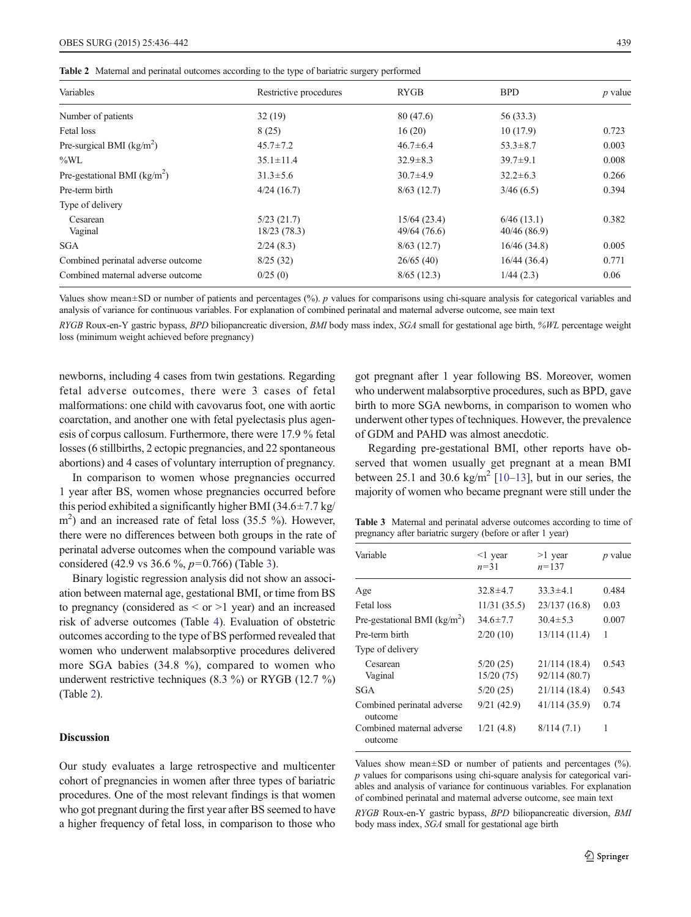**Table 2** Maternal and perinatal outcomes according to the type of bariatric surgery performed

| Variables | Restrictive procedures | RYGB | BPD | *p* value |
|---|---|---|---|---|
| Number of patients | 32 (19) | 80 (47.6) | 56 (33.3) | |
| Fetal loss | 8 (25) | 16 (20) | 10 (17.9) | 0.723 |
| Pre-surgical BMI (kg/m$^2$) | 45.7±7.2 | 46.7±6.4 | 53.3±8.7 | 0.003 |
| %WL | 35.1±11.4 | 32.9±8.3 | 39.7±9.1 | 0.008 |
| Pre-gestational BMI (kg/m$^2$) | 31.3±5.6 | 30.7±4.9 | 32.2±6.3 | 0.266 |
| Pre-term birth | 4/24 (16.7) | 8/63 (12.7) | 3/46 (6.5) | 0.394 |
| Type of delivery | | | | |
| Cesarean | 5/23 (21.7) | 15/64 (23.4) | 6/46 (13.1) | 0.382 |
| Vaginal | 18/23 (78.3) | 49/64 (76.6) | 40/46 (86.9) | |
| SGA | 2/24 (8.3) | 8/63 (12.7) | 16/46 (34.8) | 0.005 |
| Combined perinatal adverse outcome | 8/25 (32) | 26/65 (40) | 16/44 (36.4) | 0.771 |
| Combined maternal adverse outcome | 0/25 (0) | 8/65 (12.3) | 1/44 (2.3) | 0.06 |

Values show mean±SD or number of patients and percentages (%). *p* values for comparisons using chi-square analysis for categorical variables and analysis of variance for continuous variables. For explanation of combined perinatal and maternal adverse outcome, see main text

*RYGB* Roux-en-Y gastric bypass, *BPD* biliopancreatic diversion, *BMI* body mass index, *SGA* small for gestational age birth, *%WL* percentage weight loss (minimum weight achieved before pregnancy)

newborns, including 4 cases from twin gestations. Regarding fetal adverse outcomes, there were 3 cases of fetal malformations: one child with cavovarus foot, one with aortic coarctation, and another one with fetal pyelectasis plus agenesis of corpus callosum. Furthermore, there were 17.9 % fetal losses (6 stillbirths, 2 ectopic pregnancies, and 22 spontaneous abortions) and 4 cases of voluntary interruption of pregnancy.

In comparison to women whose pregnancies occurred 1 year after BS, women whose pregnancies occurred before this period exhibited a significantly higher BMI (34.6±7.7 kg/m$^2$) and an increased rate of fetal loss (35.5 %). However, there were no differences between both groups in the rate of perinatal adverse outcomes when the compound variable was considered (42.9 vs 36.6 %, $p=0.766$) (Table 3).

Binary logistic regression analysis did not show an association between maternal age, gestational BMI, or time from BS to pregnancy (considered as < or >1 year) and an increased risk of adverse outcomes (Table 4). Evaluation of obstetric outcomes according to the type of BS performed revealed that women who underwent malabsorptive procedures delivered more SGA babies (34.8 %), compared to women who underwent restrictive techniques (8.3 %) or RYGB (12.7 %) (Table 2).

## Discussion

Our study evaluates a large retrospective and multicenter cohort of pregnancies in women after three types of bariatric procedures. One of the most relevant findings is that women who got pregnant during the first year after BS seemed to have a higher frequency of fetal loss, in comparison to those who got pregnant after 1 year following BS. Moreover, women who underwent malabsorptive procedures, such as BPD, gave birth to more SGA newborns, in comparison to women who underwent other types of techniques. However, the prevalence of GDM and PAHD was almost anecdotic.

Regarding pre-gestational BMI, other reports have observed that women usually get pregnant at a mean BMI between 25.1 and 30.6 kg/m$^2$ [10–13], but in our series, the majority of women who became pregnant were still under the

**Table 3** Maternal and perinatal adverse outcomes according to time of pregnancy after bariatric surgery (before or after 1 year)

| Variable | <1 year $n=31$ | >1 year $n=137$ | *p* value |
|---|---|---|---|
| Age | 32.8±4.7 | 33.3±4.1 | 0.484 |
| Fetal loss | 11/31 (35.5) | 23/137 (16.8) | 0.03 |
| Pre-gestational BMI (kg/m$^2$) | 34.6±7.7 | 30.4±5.3 | 0.007 |
| Pre-term birth | 2/20 (10) | 13/114 (11.4) | 1 |
| Type of delivery | | | |
| Cesarean | 5/20 (25) | 21/114 (18.4) | 0.543 |
| Vaginal | 15/20 (75) | 92/114 (80.7) | |
| SGA | 5/20 (25) | 21/114 (18.4) | 0.543 |
| Combined perinatal adverse outcome | 9/21 (42.9) | 41/114 (35.9) | 0.74 |
| Combined maternal adverse outcome | 1/21 (4.8) | 8/114 (7.1) | 1 |

Values show mean±SD or number of patients and percentages (%). *p* values for comparisons using chi-square analysis for categorical variables and analysis of variance for continuous variables. For explanation of combined perinatal and maternal adverse outcome, see main text

*RYGB* Roux-en-Y gastric bypass, *BPD* biliopancreatic diversion, *BMI* body mass index, *SGA* small for gestational age birth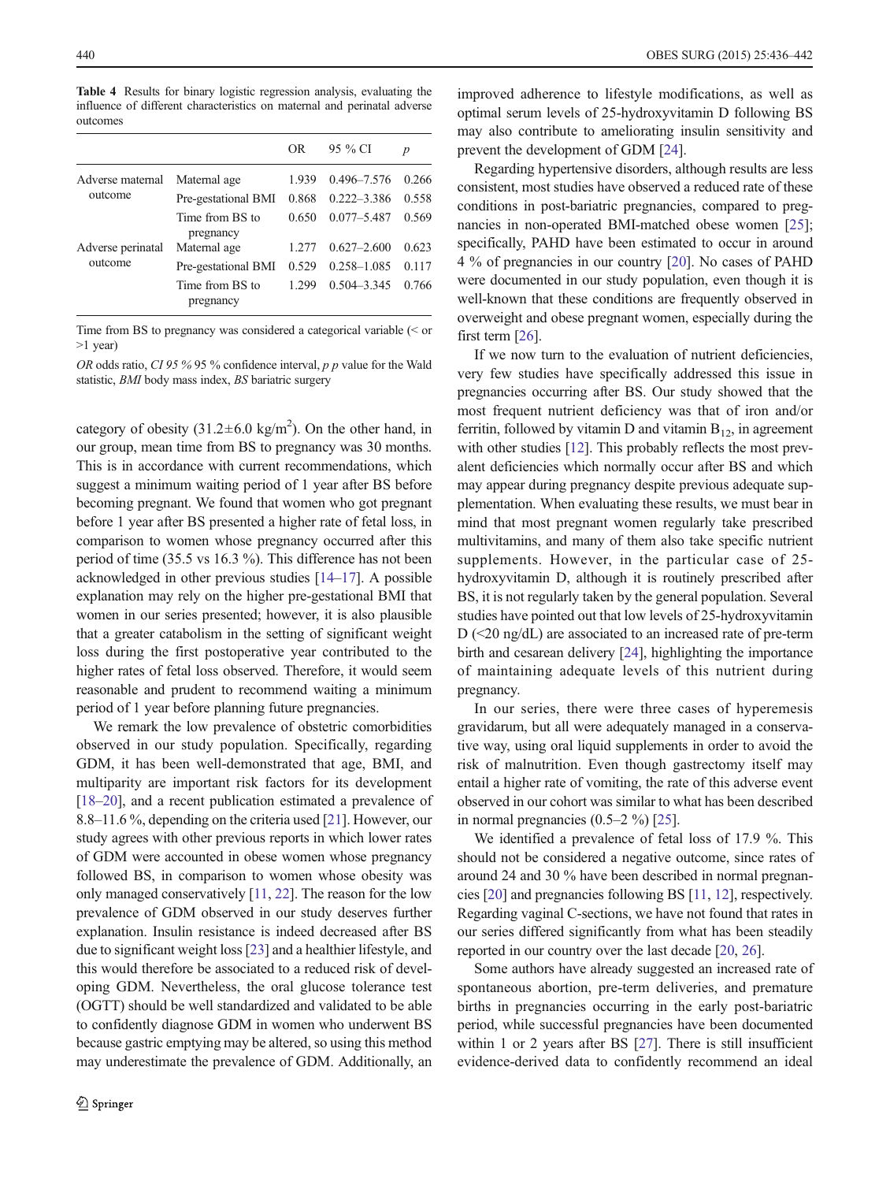**Table 4** Results for binary logistic regression analysis, evaluating the influence of different characteristics on maternal and perinatal adverse outcomes

| | | OR | 95 % CI | *p* |
|---|---|---|---|---|
| Adverse maternal outcome | Maternal age | 1.939 | 0.496–7.576 | 0.266 |
| | Pre-gestational BMI | 0.868 | 0.222–3.386 | 0.558 |
| | Time from BS to pregnancy | 0.650 | 0.077–5.487 | 0.569 |
| Adverse perinatal outcome | Maternal age | 1.277 | 0.627–2.600 | 0.623 |
| | Pre-gestational BMI | 0.529 | 0.258–1.085 | 0.117 |
| | Time from BS to pregnancy | 1.299 | 0.504–3.345 | 0.766 |

Time from BS to pregnancy was considered a categorical variable (< or >1 year)

*OR* odds ratio, *CI 95 %* 95 % confidence interval, *p p* value for the Wald statistic, *BMI* body mass index, *BS* bariatric surgery

category of obesity (31.2±6.0 kg/m$^2$). On the other hand, in our group, mean time from BS to pregnancy was 30 months. This is in accordance with current recommendations, which suggest a minimum waiting period of 1 year after BS before becoming pregnant. We found that women who got pregnant before 1 year after BS presented a higher rate of fetal loss, in comparison to women whose pregnancy occurred after this period of time (35.5 vs 16.3 %). This difference has not been acknowledged in other previous studies [14–17]. A possible explanation may rely on the higher pre-gestational BMI that women in our series presented; however, it is also plausible that a greater catabolism in the setting of significant weight loss during the first postoperative year contributed to the higher rates of fetal loss observed. Therefore, it would seem reasonable and prudent to recommend waiting a minimum period of 1 year before planning future pregnancies.

We remark the low prevalence of obstetric comorbidities observed in our study population. Specifically, regarding GDM, it has been well-demonstrated that age, BMI, and multiparity are important risk factors for its development [18–20], and a recent publication estimated a prevalence of 8.8–11.6 %, depending on the criteria used [21]. However, our study agrees with other previous reports in which lower rates of GDM were accounted in obese women whose pregnancy followed BS, in comparison to women whose obesity was only managed conservatively [11, 22]. The reason for the low prevalence of GDM observed in our study deserves further explanation. Insulin resistance is indeed decreased after BS due to significant weight loss [23] and a healthier lifestyle, and this would therefore be associated to a reduced risk of developing GDM. Nevertheless, the oral glucose tolerance test (OGTT) should be well standardized and validated to be able to confidently diagnose GDM in women who underwent BS because gastric emptying may be altered, so using this method may underestimate the prevalence of GDM. Additionally, an improved adherence to lifestyle modifications, as well as optimal serum levels of 25-hydroxyvitamin D following BS may also contribute to ameliorating insulin sensitivity and prevent the development of GDM [24].

Regarding hypertensive disorders, although results are less consistent, most studies have observed a reduced rate of these conditions in post-bariatric pregnancies, compared to pregnancies in non-operated BMI-matched obese women [25]; specifically, PAHD have been estimated to occur in around 4 % of pregnancies in our country [20]. No cases of PAHD were documented in our study population, even though it is well-known that these conditions are frequently observed in overweight and obese pregnant women, especially during the first term [26].

If we now turn to the evaluation of nutrient deficiencies, very few studies have specifically addressed this issue in pregnancies occurring after BS. Our study showed that the most frequent nutrient deficiency was that of iron and/or ferritin, followed by vitamin D and vitamin $B_{12}$, in agreement with other studies [12]. This probably reflects the most prevalent deficiencies which normally occur after BS and which may appear during pregnancy despite previous adequate supplementation. When evaluating these results, we must bear in mind that most pregnant women regularly take prescribed multivitamins, and many of them also take specific nutrient supplements. However, in the particular case of 25-hydroxyvitamin D, although it is routinely prescribed after BS, it is not regularly taken by the general population. Several studies have pointed out that low levels of 25-hydroxyvitamin D (<20 ng/dL) are associated to an increased rate of pre-term birth and cesarean delivery [24], highlighting the importance of maintaining adequate levels of this nutrient during pregnancy.

In our series, there were three cases of hyperemesis gravidarum, but all were adequately managed in a conservative way, using oral liquid supplements in order to avoid the risk of malnutrition. Even though gastrectomy itself may entail a higher rate of vomiting, the rate of this adverse event observed in our cohort was similar to what has been described in normal pregnancies (0.5–2 %) [25].

We identified a prevalence of fetal loss of 17.9 %. This should not be considered a negative outcome, since rates of around 24 and 30 % have been described in normal pregnancies [20] and pregnancies following BS [11, 12], respectively. Regarding vaginal C-sections, we have not found that rates in our series differed significantly from what has been steadily reported in our country over the last decade [20, 26].

Some authors have already suggested an increased rate of spontaneous abortion, pre-term deliveries, and premature births in pregnancies occurring in the early post-bariatric period, while successful pregnancies have been documented within 1 or 2 years after BS [27]. There is still insufficient evidence-derived data to confidently recommend an ideal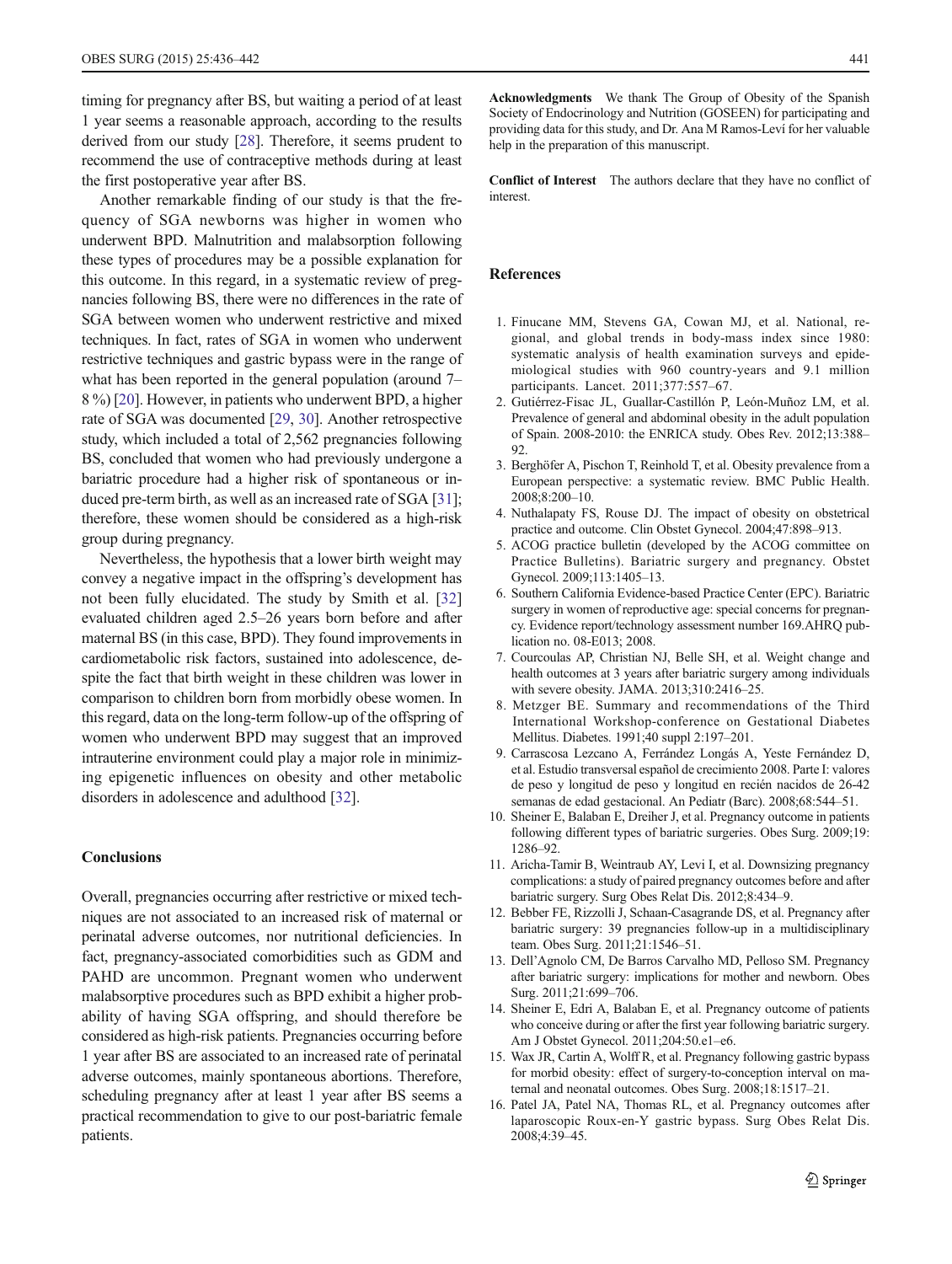timing for pregnancy after BS, but waiting a period of at least 1 year seems a reasonable approach, according to the results derived from our study [28]. Therefore, it seems prudent to recommend the use of contraceptive methods during at least the first postoperative year after BS.

Another remarkable finding of our study is that the frequency of SGA newborns was higher in women who underwent BPD. Malnutrition and malabsorption following these types of procedures may be a possible explanation for this outcome. In this regard, in a systematic review of pregnancies following BS, there were no differences in the rate of SGA between women who underwent restrictive and mixed techniques. In fact, rates of SGA in women who underwent restrictive techniques and gastric bypass were in the range of what has been reported in the general population (around 7–8 %) [20]. However, in patients who underwent BPD, a higher rate of SGA was documented [29, 30]. Another retrospective study, which included a total of 2,562 pregnancies following BS, concluded that women who had previously undergone a bariatric procedure had a higher risk of spontaneous or induced pre-term birth, as well as an increased rate of SGA [31]; therefore, these women should be considered as a high-risk group during pregnancy.

Nevertheless, the hypothesis that a lower birth weight may convey a negative impact in the offspring's development has not been fully elucidated. The study by Smith et al. [32] evaluated children aged 2.5–26 years born before and after maternal BS (in this case, BPD). They found improvements in cardiometabolic risk factors, sustained into adolescence, despite the fact that birth weight in these children was lower in comparison to children born from morbidly obese women. In this regard, data on the long-term follow-up of the offspring of women who underwent BPD may suggest that an improved intrauterine environment could play a major role in minimizing epigenetic influences on obesity and other metabolic disorders in adolescence and adulthood [32].

## Conclusions

Overall, pregnancies occurring after restrictive or mixed techniques are not associated to an increased risk of maternal or perinatal adverse outcomes, nor nutritional deficiencies. In fact, pregnancy-associated comorbidities such as GDM and PAHD are uncommon. Pregnant women who underwent malabsorptive procedures such as BPD exhibit a higher probability of having SGA offspring, and should therefore be considered as high-risk patients. Pregnancies occurring before 1 year after BS are associated to an increased rate of perinatal adverse outcomes, mainly spontaneous abortions. Therefore, scheduling pregnancy after at least 1 year after BS seems a practical recommendation to give to our post-bariatric female patients.

**Acknowledgments** We thank The Group of Obesity of the Spanish Society of Endocrinology and Nutrition (GOSEEN) for participating and providing data for this study, and Dr. Ana M Ramos-Leví for her valuable help in the preparation of this manuscript.

**Conflict of Interest** The authors declare that they have no conflict of interest.

## References

1. Finucane MM, Stevens GA, Cowan MJ, et al. National, regional, and global trends in body-mass index since 1980: systematic analysis of health examination surveys and epidemiological studies with 960 country-years and 9.1 million participants. Lancet. 2011;377:557–67.
2. Gutiérrez-Fisac JL, Guallar-Castillón P, León-Muñoz LM, et al. Prevalence of general and abdominal obesity in the adult population of Spain. 2008-2010: the ENRICA study. Obes Rev. 2012;13:388–92.
3. Berghöfer A, Pischon T, Reinhold T, et al. Obesity prevalence from a European perspective: a systematic review. BMC Public Health. 2008;8:200–10.
4. Nuthalapaty FS, Rouse DJ. The impact of obesity on obstetrical practice and outcome. Clin Obstet Gynecol. 2004;47:898–913.
5. ACOG practice bulletin (developed by the ACOG committee on Practice Bulletins). Bariatric surgery and pregnancy. Obstet Gynecol. 2009;113:1405–13.
6. Southern California Evidence-based Practice Center (EPC). Bariatric surgery in women of reproductive age: special concerns for pregnancy. Evidence report/technology assessment number 169.AHRQ publication no. 08-E013; 2008.
7. Courcoulas AP, Christian NJ, Belle SH, et al. Weight change and health outcomes at 3 years after bariatric surgery among individuals with severe obesity. JAMA. 2013;310:2416–25.
8. Metzger BE. Summary and recommendations of the Third International Workshop-conference on Gestational Diabetes Mellitus. Diabetes. 1991;40 suppl 2:197–201.
9. Carrascosa Lezcano A, Ferrández Longás A, Yeste Fernández D, et al. Estudio transversal español de crecimiento 2008. Parte I: valores de peso y longitud de peso y longitud en recién nacidos de 26-42 semanas de edad gestacional. An Pediatr (Barc). 2008;68:544–51.
10. Sheiner E, Balaban E, Dreiher J, et al. Pregnancy outcome in patients following different types of bariatric surgeries. Obes Surg. 2009;19:1286–92.
11. Aricha-Tamir B, Weintraub AY, Levi I, et al. Downsizing pregnancy complications: a study of paired pregnancy outcomes before and after bariatric surgery. Surg Obes Relat Dis. 2012;8:434–9.
12. Bebber FE, Rizzolli J, Schaan-Casagrande DS, et al. Pregnancy after bariatric surgery: 39 pregnancies follow-up in a multidisciplinary team. Obes Surg. 2011;21:1546–51.
13. Dell'Agnolo CM, De Barros Carvalho MD, Pelloso SM. Pregnancy after bariatric surgery: implications for mother and newborn. Obes Surg. 2011;21:699–706.
14. Sheiner E, Edri A, Balaban E, et al. Pregnancy outcome of patients who conceive during or after the first year following bariatric surgery. Am J Obstet Gynecol. 2011;204:50.e1–e6.
15. Wax JR, Cartin A, Wolff R, et al. Pregnancy following gastric bypass for morbid obesity: effect of surgery-to-conception interval on maternal and neonatal outcomes. Obes Surg. 2008;18:1517–21.
16. Patel JA, Patel NA, Thomas RL, et al. Pregnancy outcomes after laparoscopic Roux-en-Y gastric bypass. Surg Obes Relat Dis. 2008;4:39–45.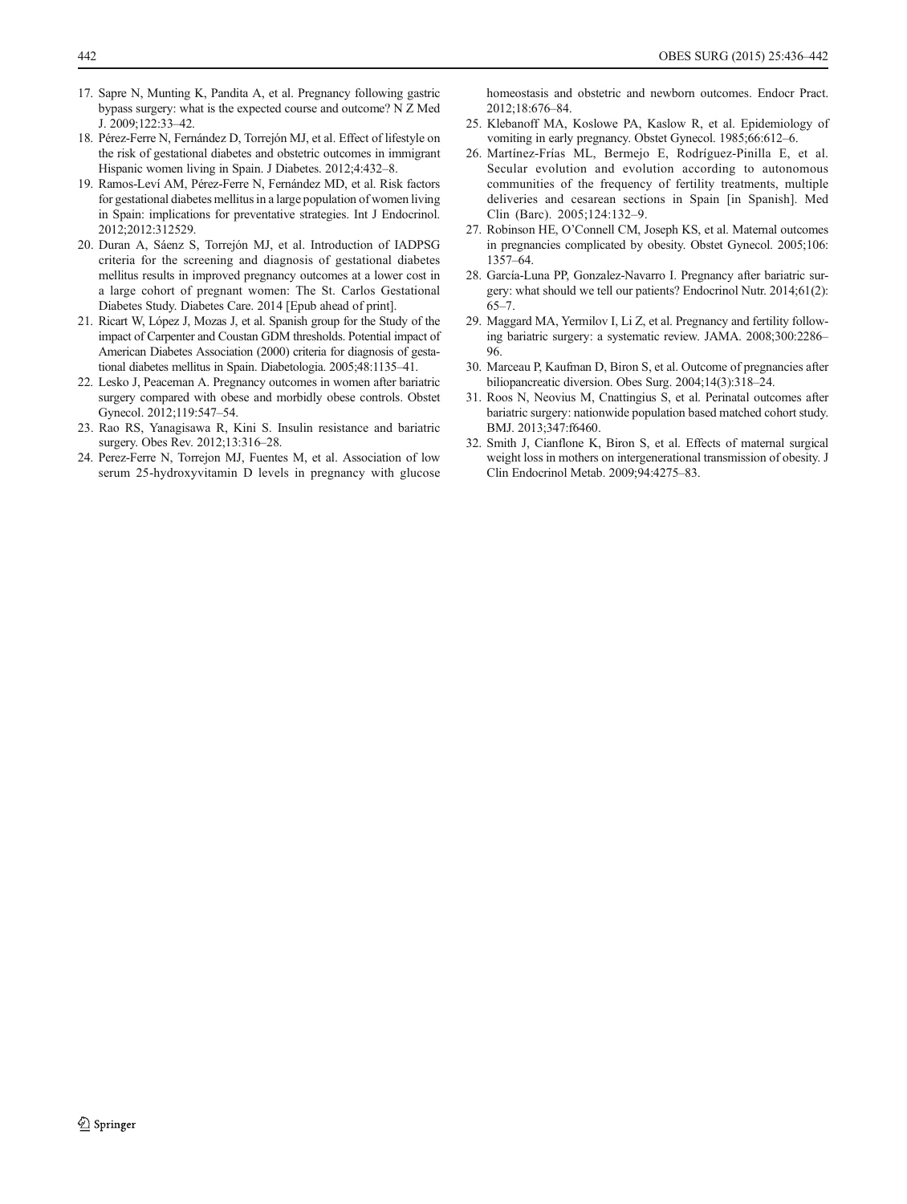17. Sapre N, Munting K, Pandita A, et al. Pregnancy following gastric bypass surgery: what is the expected course and outcome? N Z Med J. 2009;122:33–42.
18. Pérez-Ferre N, Fernández D, Torrejón MJ, et al. Effect of lifestyle on the risk of gestational diabetes and obstetric outcomes in immigrant Hispanic women living in Spain. J Diabetes. 2012;4:432–8.
19. Ramos-Leví AM, Pérez-Ferre N, Fernández MD, et al. Risk factors for gestational diabetes mellitus in a large population of women living in Spain: implications for preventative strategies. Int J Endocrinol. 2012;2012:312529.
20. Duran A, Sáenz S, Torrejón MJ, et al. Introduction of IADPSG criteria for the screening and diagnosis of gestational diabetes mellitus results in improved pregnancy outcomes at a lower cost in a large cohort of pregnant women: The St. Carlos Gestational Diabetes Study. Diabetes Care. 2014 [Epub ahead of print].
21. Ricart W, López J, Mozas J, et al. Spanish group for the Study of the impact of Carpenter and Coustan GDM thresholds. Potential impact of American Diabetes Association (2000) criteria for diagnosis of gestational diabetes mellitus in Spain. Diabetologia. 2005;48:1135–41.
22. Lesko J, Peaceman A. Pregnancy outcomes in women after bariatric surgery compared with obese and morbidly obese controls. Obstet Gynecol. 2012;119:547–54.
23. Rao RS, Yanagisawa R, Kini S. Insulin resistance and bariatric surgery. Obes Rev. 2012;13:316–28.
24. Perez-Ferre N, Torrejon MJ, Fuentes M, et al. Association of low serum 25-hydroxyvitamin D levels in pregnancy with glucose homeostasis and obstetric and newborn outcomes. Endocr Pract. 2012;18:676–84.
25. Klebanoff MA, Koslowe PA, Kaslow R, et al. Epidemiology of vomiting in early pregnancy. Obstet Gynecol. 1985;66:612–6.
26. Martínez-Frías ML, Bermejo E, Rodríguez-Pinilla E, et al. Secular evolution and evolution according to autonomous communities of the frequency of fertility treatments, multiple deliveries and cesarean sections in Spain [in Spanish]. Med Clin (Barc). 2005;124:132–9.
27. Robinson HE, O'Connell CM, Joseph KS, et al. Maternal outcomes in pregnancies complicated by obesity. Obstet Gynecol. 2005;106:1357–64.
28. García-Luna PP, Gonzalez-Navarro I. Pregnancy after bariatric surgery: what should we tell our patients? Endocrinol Nutr. 2014;61(2):65–7.
29. Maggard MA, Yermilov I, Li Z, et al. Pregnancy and fertility following bariatric surgery: a systematic review. JAMA. 2008;300:2286–96.
30. Marceau P, Kaufman D, Biron S, et al. Outcome of pregnancies after biliopancreatic diversion. Obes Surg. 2004;14(3):318–24.
31. Roos N, Neovius M, Cnattingius S, et al. Perinatal outcomes after bariatric surgery: nationwide population based matched cohort study. BMJ. 2013;347:f6460.
32. Smith J, Cianflone K, Biron S, et al. Effects of maternal surgical weight loss in mothers on intergenerational transmission of obesity. J Clin Endocrinol Metab. 2009;94:4275–83.